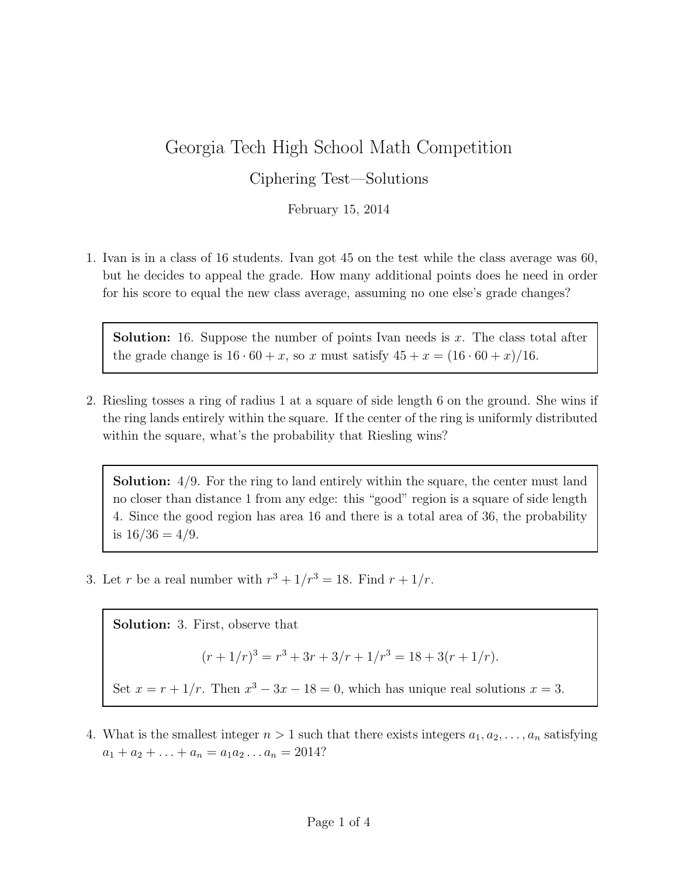# Georgia Tech High School Math Competition

## Ciphering Test—Solutions

February 15, 2014

1. Ivan is in a class of 16 students. Ivan got 45 on the test while the class average was 60, but he decides to appeal the grade. How many additional points does he need in order for his score to equal the new class average, assuming no one else's grade changes?

> **Solution:** 16. Suppose the number of points Ivan needs is $x$. The class total after the grade change is $16 \cdot 60 + x$, so $x$ must satisfy $45 + x = (16 \cdot 60 + x)/16$.

2. Riesling tosses a ring of radius 1 at a square of side length 6 on the ground. She wins if the ring lands entirely within the square. If the center of the ring is uniformly distributed within the square, what's the probability that Riesling wins?

> **Solution:** 4/9. For the ring to land entirely within the square, the center must land no closer than distance 1 from any edge: this "good" region is a square of side length 4. Since the good region has area 16 and there is a total area of 36, the probability is $16/36 = 4/9$.

3. Let $r$ be a real number with $r^3 + 1/r^3 = 18$. Find $r + 1/r$.

> **Solution:** 3. First, observe that
>
> $$(r + 1/r)^3 = r^3 + 3r + 3/r + 1/r^3 = 18 + 3(r + 1/r).$$
>
> Set $x = r + 1/r$. Then $x^3 - 3x - 18 = 0$, which has unique real solutions $x = 3$.

4. What is the smallest integer $n > 1$ such that there exists integers $a_1, a_2, \ldots, a_n$ satisfying $a_1 + a_2 + \ldots + a_n = a_1 a_2 \ldots a_n = 2014$?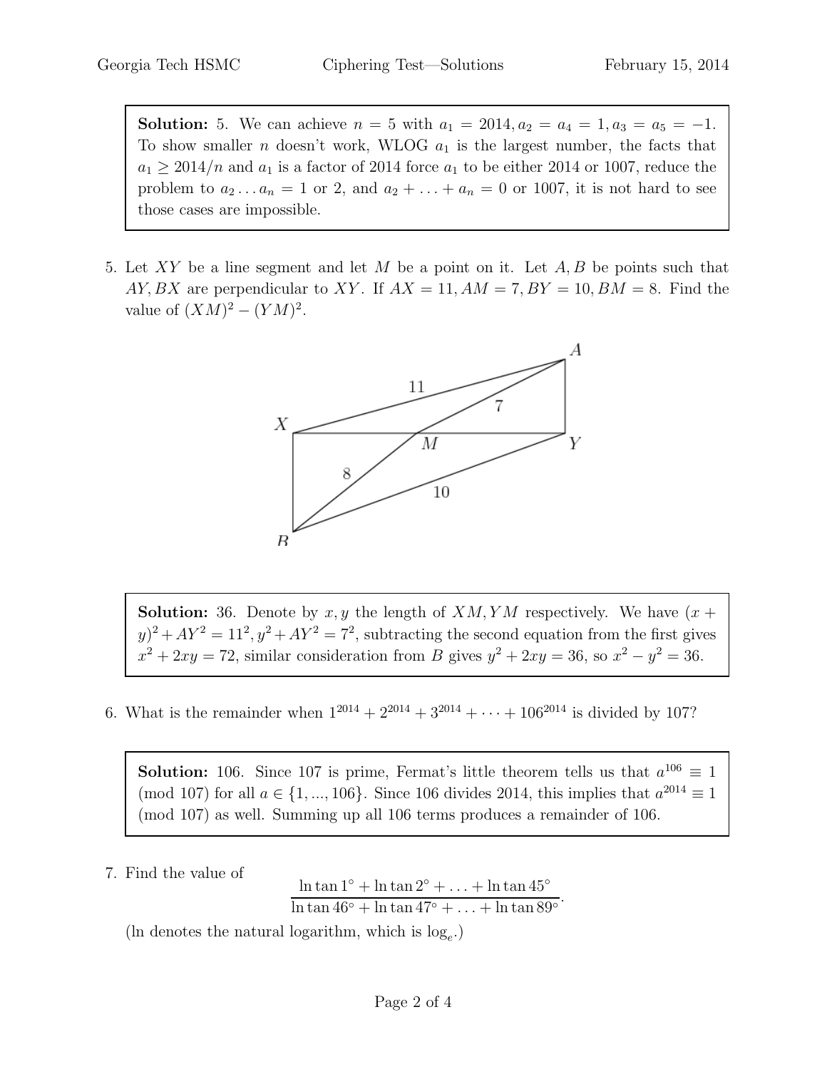**Solution:** 5. We can achieve $n = 5$ with $a_1 = 2014, a_2 = a_4 = 1, a_3 = a_5 = -1$. To show smaller $n$ doesn't work, WLOG $a_1$ is the largest number, the facts that $a_1 \geq 2014/n$ and $a_1$ is a factor of 2014 force $a_1$ to be either 2014 or 1007, reduce the problem to $a_2 \ldots a_n = 1$ or 2, and $a_2 + \ldots + a_n = 0$ or 1007, it is not hard to see those cases are impossible.

5. Let $XY$ be a line segment and let $M$ be a point on it. Let $A, B$ be points such that $AY, BX$ are perpendicular to $XY$. If $AX = 11, AM = 7, BY = 10, BM = 8$. Find the value of $(XM)^2 - (YM)^2$.

**Solution:** 36. Denote by $x, y$ the length of $XM, YM$ respectively. We have $(x + y)^2 + AY^2 = 11^2, y^2 + AY^2 = 7^2$, subtracting the second equation from the first gives $x^2 + 2xy = 72$, similar consideration from $B$ gives $y^2 + 2xy = 36$, so $x^2 - y^2 = 36$.

6. What is the remainder when $1^{2014} + 2^{2014} + 3^{2014} + \cdots + 106^{2014}$ is divided by 107?

**Solution:** 106. Since 107 is prime, Fermat's little theorem tells us that $a^{106} \equiv 1 \pmod{107}$ for all $a \in \{1, ..., 106\}$. Since 106 divides 2014, this implies that $a^{2014} \equiv 1 \pmod{107}$ as well. Summing up all 106 terms produces a remainder of 106.

7. Find the value of

$$\frac{\ln \tan 1^\circ + \ln \tan 2^\circ + \ldots + \ln \tan 45^\circ}{\ln \tan 46^\circ + \ln \tan 47^\circ + \ldots + \ln \tan 89^\circ}.$$

(ln denotes the natural logarithm, which is $\log_e$.)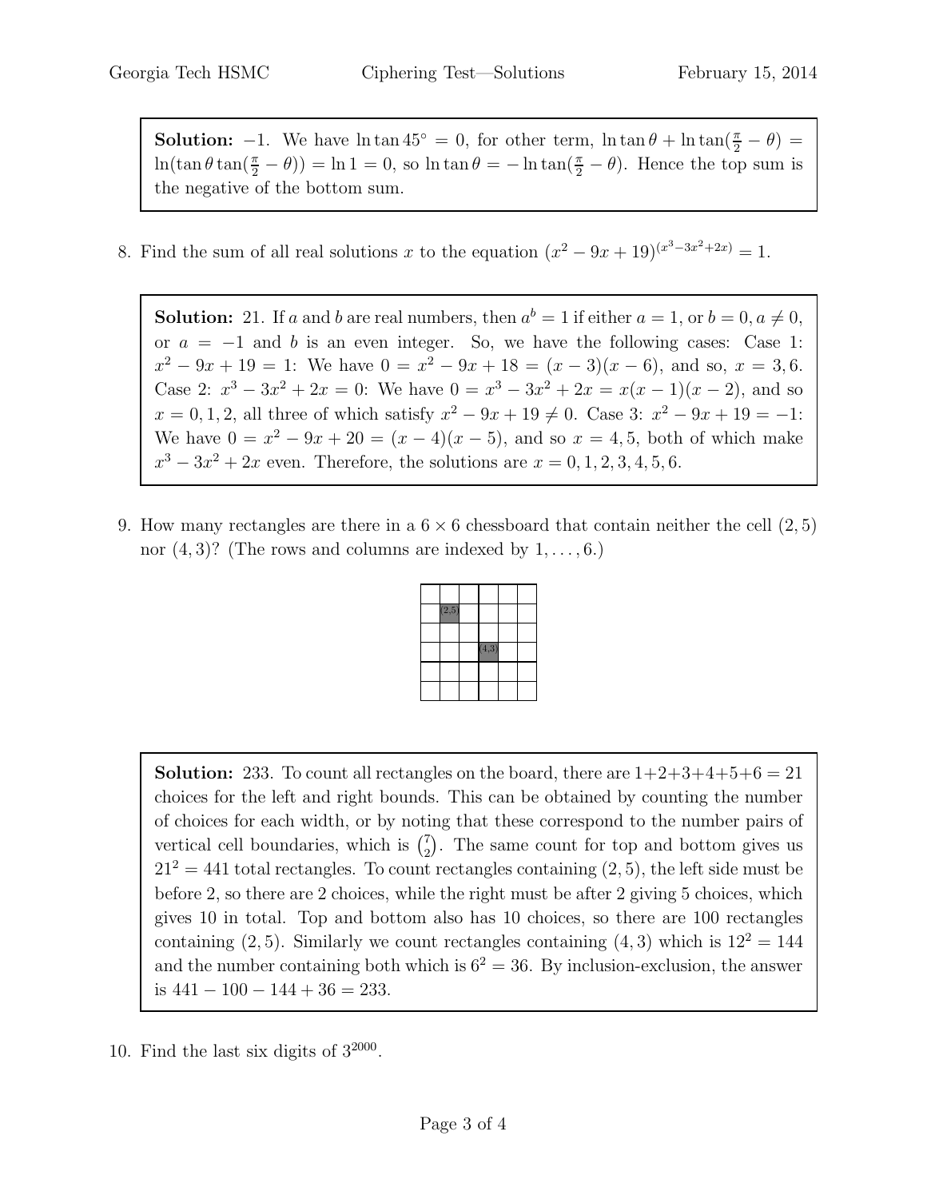**Solution:** $-1$. We have $\ln \tan 45^\circ = 0$, for other term, $\ln \tan \theta + \ln \tan(\frac{\pi}{2} - \theta) = \ln(\tan \theta \tan(\frac{\pi}{2} - \theta)) = \ln 1 = 0$, so $\ln \tan \theta = -\ln \tan(\frac{\pi}{2} - \theta)$. Hence the top sum is the negative of the bottom sum.

8. Find the sum of all real solutions $x$ to the equation $(x^2 - 9x + 19)^{(x^3 - 3x^2 + 2x)} = 1$.

**Solution:** 21. If $a$ and $b$ are real numbers, then $a^b = 1$ if either $a = 1$, or $b = 0, a \neq 0$, or $a = -1$ and $b$ is an even integer. So, we have the following cases: Case 1: $x^2 - 9x + 19 = 1$: We have $0 = x^2 - 9x + 18 = (x-3)(x-6)$, and so, $x = 3, 6$. Case 2: $x^3 - 3x^2 + 2x = 0$: We have $0 = x^3 - 3x^2 + 2x = x(x-1)(x-2)$, and so $x = 0, 1, 2$, all three of which satisfy $x^2 - 9x + 19 \neq 0$. Case 3: $x^2 - 9x + 19 = -1$: We have $0 = x^2 - 9x + 20 = (x-4)(x-5)$, and so $x = 4, 5$, both of which make $x^3 - 3x^2 + 2x$ even. Therefore, the solutions are $x = 0, 1, 2, 3, 4, 5, 6$.

9. How many rectangles are there in a $6 \times 6$ chessboard that contain neither the cell $(2, 5)$ nor $(4, 3)$? (The rows and columns are indexed by $1, \ldots, 6$.)

**Solution:** 233. To count all rectangles on the board, there are $1+2+3+4+5+6 = 21$ choices for the left and right bounds. This can be obtained by counting the number of choices for each width, or by noting that these correspond to the number pairs of vertical cell boundaries, which is $\binom{7}{2}$. The same count for top and bottom gives us $21^2 = 441$ total rectangles. To count rectangles containing $(2, 5)$, the left side must be before 2, so there are 2 choices, while the right must be after 2 giving 5 choices, which gives 10 in total. Top and bottom also has 10 choices, so there are 100 rectangles containing $(2, 5)$. Similarly we count rectangles containing $(4, 3)$ which is $12^2 = 144$ and the number containing both which is $6^2 = 36$. By inclusion-exclusion, the answer is $441 - 100 - 144 + 36 = 233$.

10. Find the last six digits of $3^{2000}$.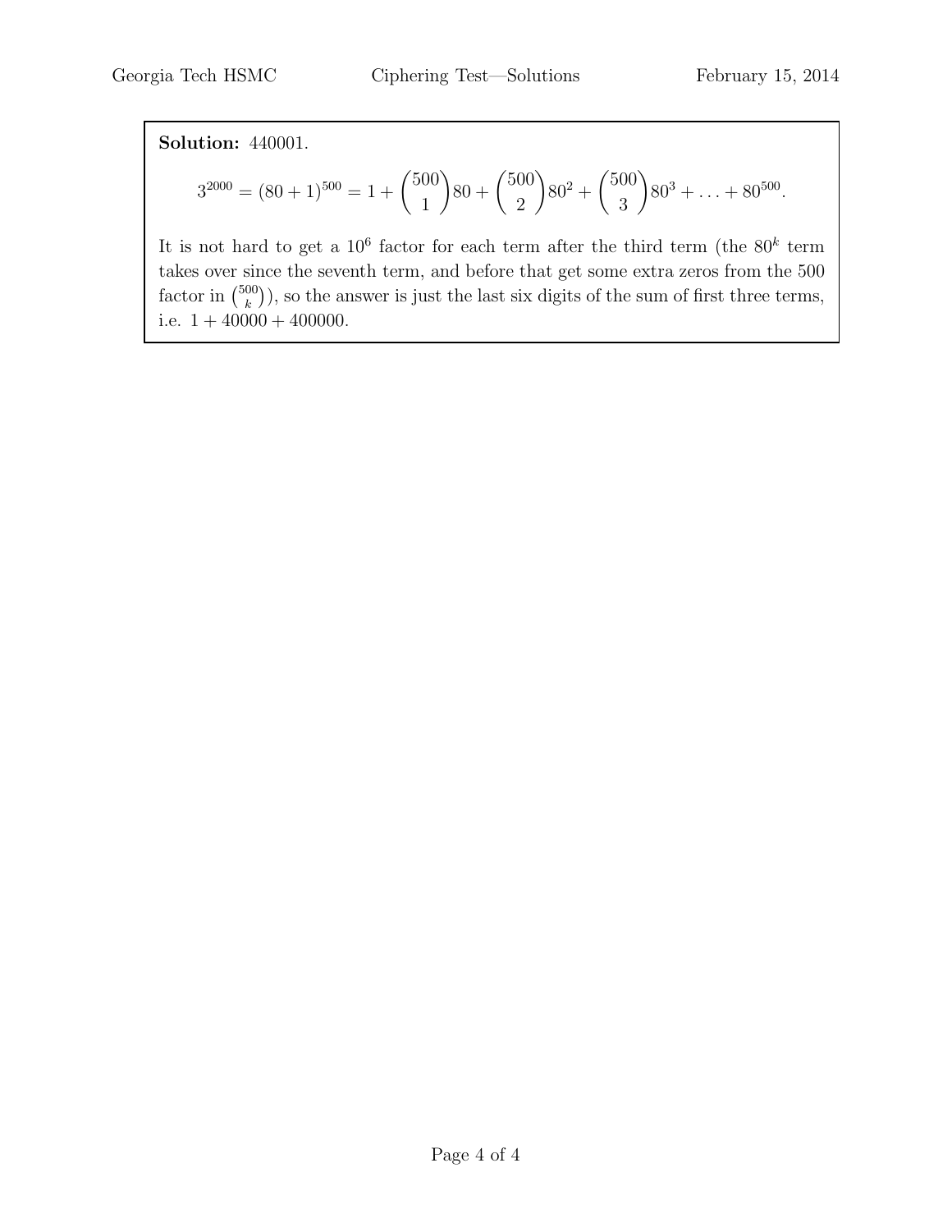**Solution:** 440001.

$$3^{2000} = (80+1)^{500} = 1 + \binom{500}{1}80 + \binom{500}{2}80^2 + \binom{500}{3}80^3 + \ldots + 80^{500}.$$

It is not hard to get a $10^6$ factor for each term after the third term (the $80^k$ term takes over since the seventh term, and before that get some extra zeros from the 500 factor in $\binom{500}{k}$), so the answer is just the last six digits of the sum of first three terms, i.e. $1 + 40000 + 400000$.